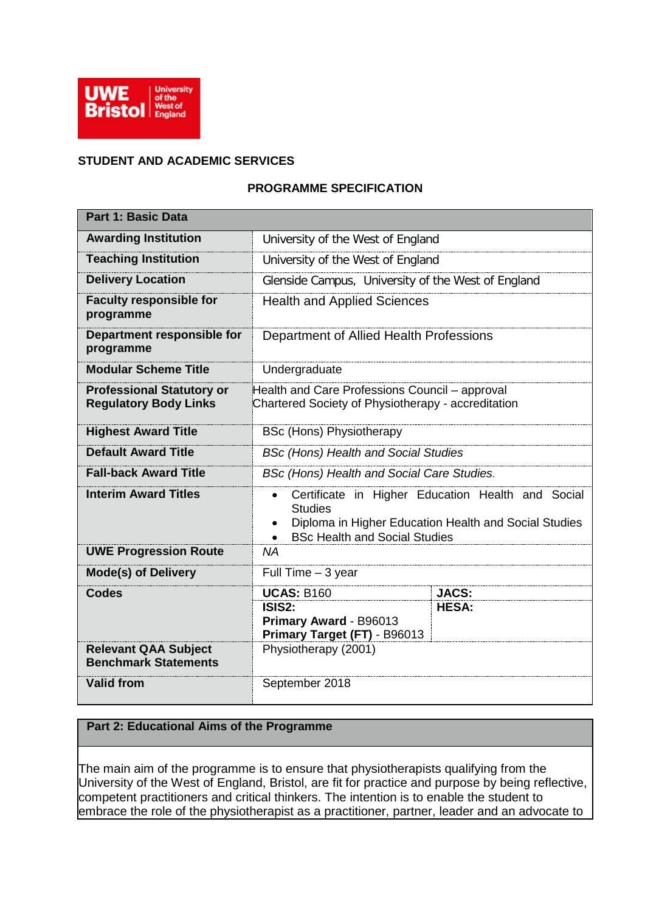**STUDENT AND ACADEMIC SERVICES**

**PROGRAMME SPECIFICATION**

| **Part 1: Basic Data** | | |
|---|---|---|
| **Awarding Institution** | University of the West of England | |
| **Teaching Institution** | University of the West of England | |
| **Delivery Location** | Glenside Campus, University of the West of England | |
| **Faculty responsible for programme** | Health and Applied Sciences | |
| **Department responsible for programme** | Department of Allied Health Professions | |
| **Modular Scheme Title** | Undergraduate | |
| **Professional Statutory or Regulatory Body Links** | Health and Care Professions Council – approval<br>Chartered Society of Physiotherapy - accreditation | |
| **Highest Award Title** | BSc (Hons) Physiotherapy | |
| **Default Award Title** | *BSc (Hons) Health and Social Studies* | |
| **Fall-back Award Title** | *BSc (Hons) Health and Social Care Studies.* | |
| **Interim Award Titles** | • Certificate in Higher Education Health and Social Studies<br>• Diploma in Higher Education Health and Social Studies<br>• BSc Health and Social Studies | |
| **UWE Progression Route** | *NA* | |
| **Mode(s) of Delivery** | Full Time – 3 year | |
| **Codes** | **UCAS:** B160 | **JACS:** |
| | **ISIS2:**<br>**Primary Award** - B96013<br>**Primary Target (FT)** - B96013 | **HESA:** |
| **Relevant QAA Subject Benchmark Statements** | Physiotherapy (2001) | |
| **Valid from** | September 2018 | |

**Part 2: Educational Aims of the Programme**

The main aim of the programme is to ensure that physiotherapists qualifying from the University of the West of England, Bristol, are fit for practice and purpose by being reflective, competent practitioners and critical thinkers. The intention is to enable the student to embrace the role of the physiotherapist as a practitioner, partner, leader and an advocate to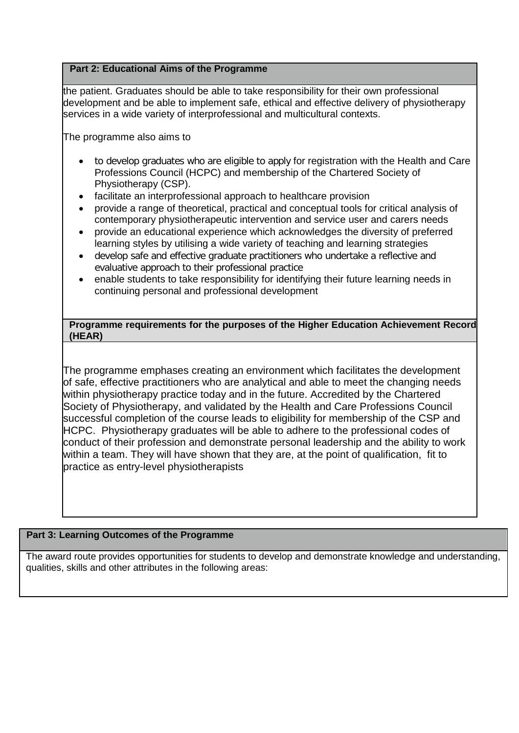## Part 2: Educational Aims of the Programme

the patient. Graduates should be able to take responsibility for their own professional development and be able to implement safe, ethical and effective delivery of physiotherapy services in a wide variety of interprofessional and multicultural contexts.

The programme also aims to

- to develop graduates who are eligible to apply for registration with the Health and Care Professions Council (HCPC) and membership of the Chartered Society of Physiotherapy (CSP).
- facilitate an interprofessional approach to healthcare provision
- provide a range of theoretical, practical and conceptual tools for critical analysis of contemporary physiotherapeutic intervention and service user and carers needs
- provide an educational experience which acknowledges the diversity of preferred learning styles by utilising a wide variety of teaching and learning strategies
- develop safe and effective graduate practitioners who undertake a reflective and evaluative approach to their professional practice
- enable students to take responsibility for identifying their future learning needs in continuing personal and professional development

### Programme requirements for the purposes of the Higher Education Achievement Record (HEAR)

The programme emphases creating an environment which facilitates the development of safe, effective practitioners who are analytical and able to meet the changing needs within physiotherapy practice today and in the future. Accredited by the Chartered Society of Physiotherapy, and validated by the Health and Care Professions Council successful completion of the course leads to eligibility for membership of the CSP and HCPC. Physiotherapy graduates will be able to adhere to the professional codes of conduct of their profession and demonstrate personal leadership and the ability to work within a team. They will have shown that they are, at the point of qualification, fit to practice as entry-level physiotherapists

## Part 3: Learning Outcomes of the Programme

The award route provides opportunities for students to develop and demonstrate knowledge and understanding, qualities, skills and other attributes in the following areas: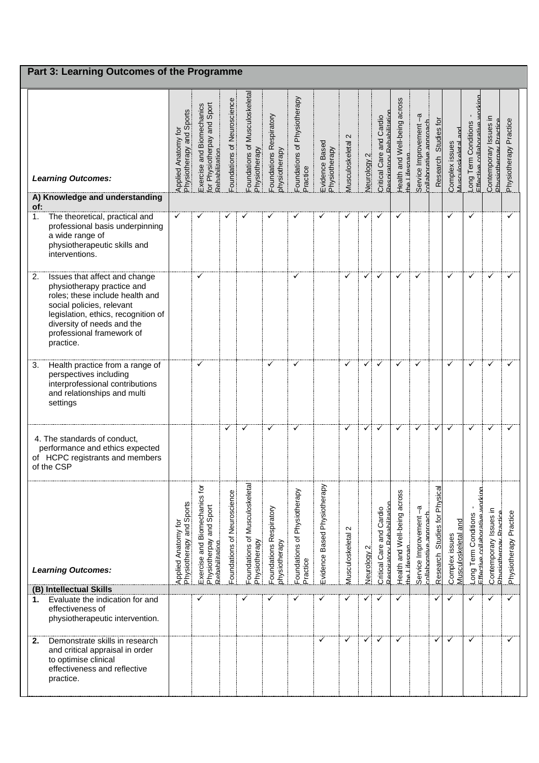## Part 3: Learning Outcomes of the Programme

| Learning Outcomes: | Applied Anatomy for Physiotherapy and Sports | Exercise and Biomechanics for Physiotherapy and Sport Rehabilitation | Foundations of Neuroscience | Foundations of Musculoskeletal Physiotherapy | Foundations Respiratory physiotherapy | Foundations of Physiotherapy Practice | Evidence Based Physiotherapy | Musculoskeletal 2 | Neurology 2 | Critical Care and Cardio Respiratory Rehabilitation | Health and Well-being across the Lifespan | Service Improvement –a collaborative approach | Research Studies for Physical | Complex issues Musculoskeletal and | Long Term Conditions - Effective collaborative working | Contemporary Issues in Physiotherapy Practice | Physiotherapy Practice |
|---|---|---|---|---|---|---|---|---|---|---|---|---|---|---|---|---|---|
| **A) Knowledge and understanding of:** | | | | | | | | | | | | | | | | | |
| 1. The theoretical, practical and professional basis underpinning a wide range of physiotherapeutic skills and interventions. | ✓ | ✓ | ✓ | ✓ | ✓ | ✓ | ✓ | ✓ | ✓ | ✓ | ✓ | | | ✓ | ✓ | | ✓ |
| 2. Issues that affect and change physiotherapy practice and roles; these include health and social policies, relevant legislation, ethics, recognition of diversity of needs and the professional framework of practice. | | ✓ | | | | ✓ | | ✓ | ✓ | ✓ | ✓ | ✓ | | ✓ | ✓ | ✓ | ✓ |
| 3. Health practice from a range of perspectives including interprofessional contributions and relationships and multi settings | | ✓ | | | ✓ | ✓ | | ✓ | ✓ | ✓ | ✓ | ✓ | | ✓ | ✓ | ✓ | ✓ |
| 4. The standards of conduct, performance and ethics expected of HCPC registrants and members of the CSP | | | ✓ | ✓ | ✓ | ✓ | | ✓ | ✓ | ✓ | ✓ | ✓ | ✓ | ✓ | ✓ | ✓ | ✓ |
| **(B) Intellectual Skills** | | | | | | | | | | | | | | | | | |
| **1.** Evaluate the indication for and effectiveness of physiotherapeutic intervention. | | ✓ | | ✓ | ✓ | ✓ | ✓ | ✓ | ✓ | ✓ | ✓ | | ✓ | ✓ | ✓ | ✓ | ✓ |
| **2.** Demonstrate skills in research and critical appraisal in order to optimise clinical effectiveness and reflective practice. | | | | | | | ✓ | ✓ | ✓ | ✓ | ✓ | | ✓ | ✓ | ✓ | | ✓ |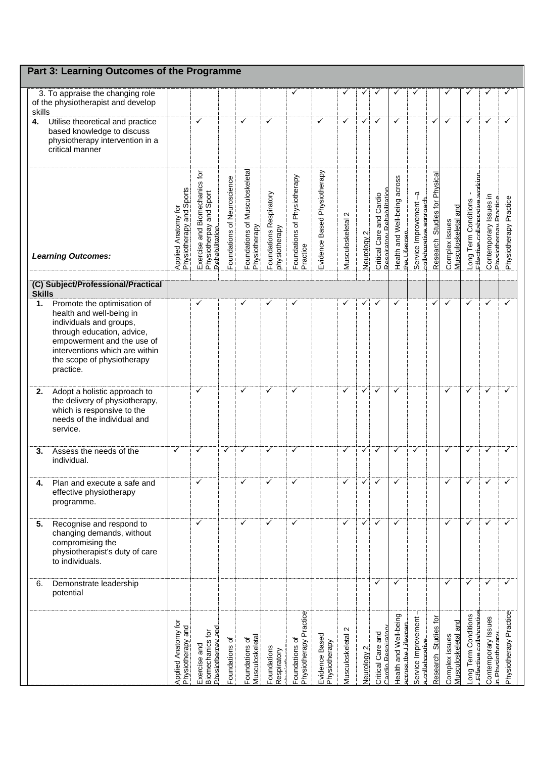## Part 3: Learning Outcomes of the Programme

| *Learning Outcomes:* | Applied Anatomy for Physiotherapy and Sports | Exercise and Biomechanics for Physiotherpay and Sport Rehabilitation | Foundations of Neuroscience | Foundations of Musculoskeletal Physiotherapy | Foundations Respiratory physiotherapy | Foundations of Physiotherapy Practice | Evidence Based Physiotherapy | Musculoskeletal 2 | Neurology 2 | Critical Care and Cardio Respiratory Rehabilitation | Health and Well-being across the Lifespan | Service Improvement –a collaborative approach | Research Studies for Physical | Complex issues Musculoskeletal and | Long Term Conditions - Effective collaborative working | Contemporary Issues in Physiotherapy Practice | Physiotherapy Practice |
|---|---|---|---|---|---|---|---|---|---|---|---|---|---|---|---|---|---|
| 3. To appraise the changing role of the physiotherapist and develop skills | | | | | | ✓ | | ✓ | ✓ | ✓ | ✓ | ✓ | | ✓ | ✓ | ✓ | ✓ |
| **4.** Utilise theoretical and practice based knowledge to discuss physiotherapy intervention in a critical manner | | ✓ | | ✓ | ✓ | | ✓ | ✓ | ✓ | ✓ | ✓ | | ✓ | ✓ | ✓ | ✓ | ✓ |
| **(C) Subject/Professional/Practical Skills** | | | | | | | | | | | | | | | | | |
| **1.** Promote the optimisation of health and well-being in individuals and groups, through education, advice, empowerment and the use of interventions which are within the scope of physiotherapy practice. | | ✓ | | ✓ | ✓ | ✓ | | ✓ | ✓ | ✓ | ✓ | | ✓ | ✓ | ✓ | ✓ | ✓ |
| **2.** Adopt a holistic approach to the delivery of physiotherapy, which is responsive to the needs of the individual and service. | | ✓ | | ✓ | ✓ | ✓ | | ✓ | ✓ | ✓ | ✓ | | | ✓ | ✓ | ✓ | ✓ |
| **3.** Assess the needs of the individual. | ✓ | ✓ | ✓ | ✓ | ✓ | ✓ | | ✓ | ✓ | ✓ | ✓ | ✓ | | ✓ | ✓ | ✓ | ✓ |
| **4.** Plan and execute a safe and effective physiotherapy programme. | | ✓ | | ✓ | ✓ | ✓ | | ✓ | ✓ | ✓ | ✓ | | | ✓ | ✓ | ✓ | ✓ |
| **5.** Recognise and respond to changing demands, without compromising the physiotherapist's duty of care to individuals. | | ✓ | | ✓ | ✓ | ✓ | | ✓ | ✓ | ✓ | ✓ | | | ✓ | ✓ | ✓ | ✓ |
| 6. Demonstrate leadership potential | | | | | | | | | | ✓ | ✓ | | | ✓ | ✓ | ✓ | ✓ |
| | Applied Anatomy for Physiotherapy and | Exercise and Biomechanics for Physiotherapy and | Foundations of | Foundations of Musculoskeletal | Foundations Respiratory | Foundations of Physiotherapy Practice | Evidence Based Physiotherapy | Musculoskeletal 2 | Neurology 2 | Critical Care and Cardio Respiratory | Health and Well-being across the Lifespan | Service Improvement – a collaborative | Research Studies for | Complex issues Musculoskeletal and | Long Term Conditions - Effective collaborative | Contemporary Issues in Physiotherapy | Physiotherapy Practice |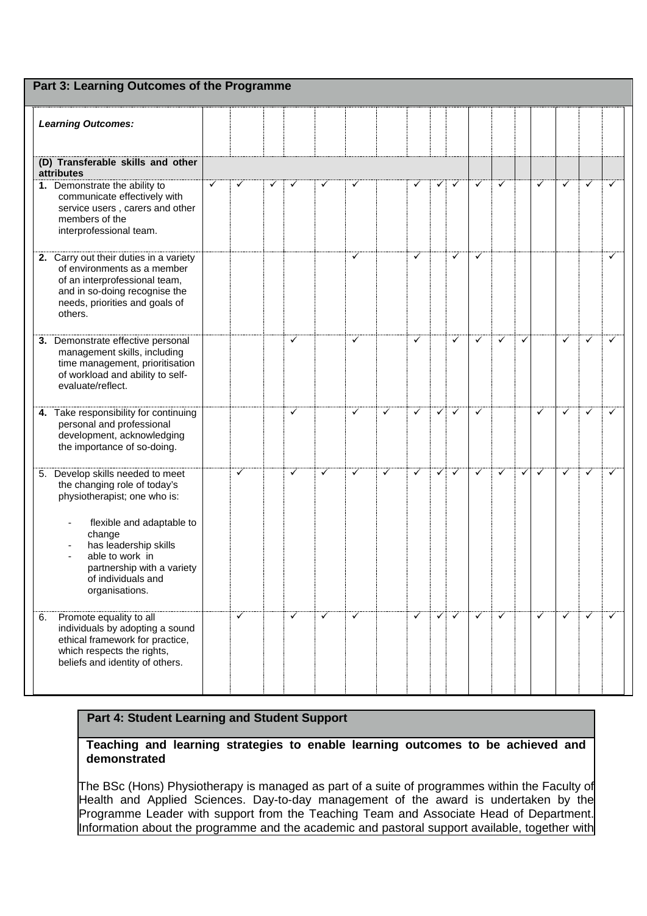## Part 3: Learning Outcomes of the Programme

| *Learning Outcomes:* | | | | | | | | | | | | | | | | | |
|---|---|---|---|---|---|---|---|---|---|---|---|---|---|---|---|---|---|
| **(D) Transferable skills and other attributes** | | | | | | | | | | | | | | | | | |
| **1.** Demonstrate the ability to communicate effectively with service users , carers and other members of the interprofessional team. | ✓ | ✓ | ✓ | ✓ | ✓ | ✓ | | ✓ | ✓ | ✓ | ✓ | ✓ | | ✓ | ✓ | ✓ | ✓ |
| **2.** Carry out their duties in a variety of environments as a member of an interprofessional team, and in so-doing recognise the needs, priorities and goals of others. | | | | | | ✓ | | ✓ | | ✓ | ✓ | | | | | | ✓ |
| **3.** Demonstrate effective personal management skills, including time management, prioritisation of workload and ability to self-evaluate/reflect. | | | | ✓ | | ✓ | | ✓ | | ✓ | ✓ | ✓ | ✓ | | ✓ | ✓ | ✓ |
| **4.** Take responsibility for continuing personal and professional development, acknowledging the importance of so-doing. | | | | ✓ | | ✓ | ✓ | ✓ | ✓ | ✓ | ✓ | | | ✓ | ✓ | ✓ | ✓ |
| 5. Develop skills needed to meet the changing role of today's physiotherapist; one who is: <br> - flexible and adaptable to change <br> - has leadership skills <br> - able to work in partnership with a variety of individuals and organisations. | | ✓ | | ✓ | ✓ | ✓ | ✓ | ✓ | ✓ | ✓ | ✓ | ✓ | ✓ | ✓ | ✓ | ✓ | ✓ |
| 6. Promote equality to all individuals by adopting a sound ethical framework for practice, which respects the rights, beliefs and identity of others. | | ✓ | | ✓ | ✓ | ✓ | | ✓ | ✓ | ✓ | ✓ | ✓ | | ✓ | ✓ | ✓ | ✓ |

## Part 4: Student Learning and Student Support

**Teaching and learning strategies to enable learning outcomes to be achieved and demonstrated**

The BSc (Hons) Physiotherapy is managed as part of a suite of programmes within the Faculty of Health and Applied Sciences. Day-to-day management of the award is undertaken by the Programme Leader with support from the Teaching Team and Associate Head of Department. Information about the programme and the academic and pastoral support available, together with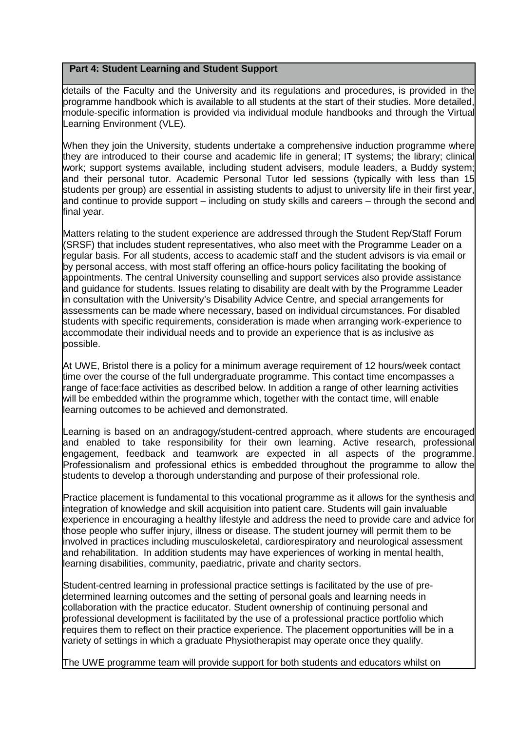**Part 4: Student Learning and Student Support**

details of the Faculty and the University and its regulations and procedures, is provided in the programme handbook which is available to all students at the start of their studies. More detailed, module-specific information is provided via individual module handbooks and through the Virtual Learning Environment (VLE).

When they join the University, students undertake a comprehensive induction programme where they are introduced to their course and academic life in general; IT systems; the library; clinical work; support systems available, including student advisers, module leaders, a Buddy system; and their personal tutor. Academic Personal Tutor led sessions (typically with less than 15 students per group) are essential in assisting students to adjust to university life in their first year, and continue to provide support – including on study skills and careers – through the second and final year.

Matters relating to the student experience are addressed through the Student Rep/Staff Forum (SRSF) that includes student representatives, who also meet with the Programme Leader on a regular basis. For all students, access to academic staff and the student advisors is via email or by personal access, with most staff offering an office-hours policy facilitating the booking of appointments. The central University counselling and support services also provide assistance and guidance for students. Issues relating to disability are dealt with by the Programme Leader in consultation with the University's Disability Advice Centre, and special arrangements for assessments can be made where necessary, based on individual circumstances. For disabled students with specific requirements, consideration is made when arranging work-experience to accommodate their individual needs and to provide an experience that is as inclusive as possible.

At UWE, Bristol there is a policy for a minimum average requirement of 12 hours/week contact time over the course of the full undergraduate programme. This contact time encompasses a range of face:face activities as described below. In addition a range of other learning activities will be embedded within the programme which, together with the contact time, will enable learning outcomes to be achieved and demonstrated.

Learning is based on an andragogy/student-centred approach, where students are encouraged and enabled to take responsibility for their own learning. Active research, professional engagement, feedback and teamwork are expected in all aspects of the programme. Professionalism and professional ethics is embedded throughout the programme to allow the students to develop a thorough understanding and purpose of their professional role.

Practice placement is fundamental to this vocational programme as it allows for the synthesis and integration of knowledge and skill acquisition into patient care. Students will gain invaluable experience in encouraging a healthy lifestyle and address the need to provide care and advice for those people who suffer injury, illness or disease. The student journey will permit them to be involved in practices including musculoskeletal, cardiorespiratory and neurological assessment and rehabilitation. In addition students may have experiences of working in mental health, learning disabilities, community, paediatric, private and charity sectors.

Student-centred learning in professional practice settings is facilitated by the use of pre-determined learning outcomes and the setting of personal goals and learning needs in collaboration with the practice educator. Student ownership of continuing personal and professional development is facilitated by the use of a professional practice portfolio which requires them to reflect on their practice experience. The placement opportunities will be in a variety of settings in which a graduate Physiotherapist may operate once they qualify.

The UWE programme team will provide support for both students and educators whilst on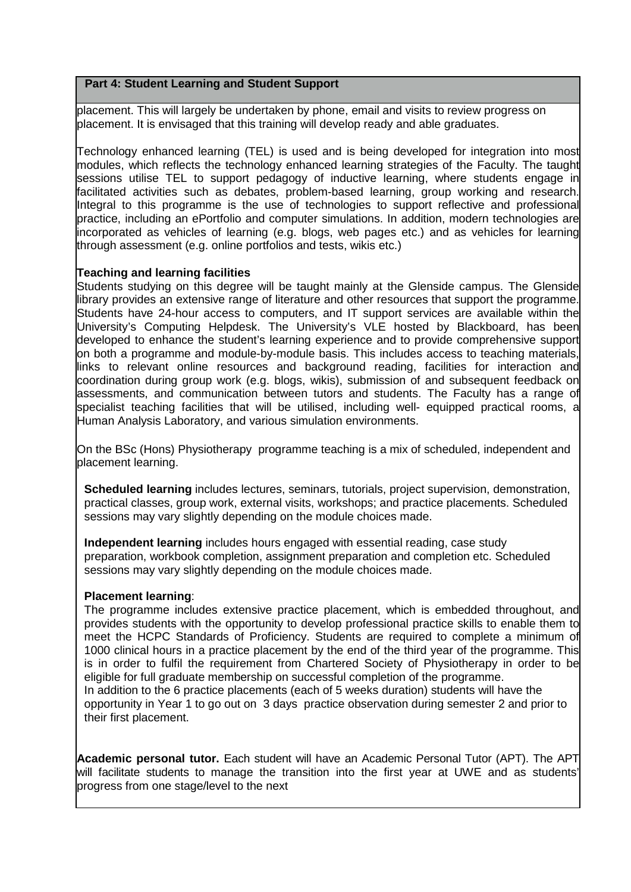## Part 4: Student Learning and Student Support

placement. This will largely be undertaken by phone, email and visits to review progress on placement. It is envisaged that this training will develop ready and able graduates.

Technology enhanced learning (TEL) is used and is being developed for integration into most modules, which reflects the technology enhanced learning strategies of the Faculty. The taught sessions utilise TEL to support pedagogy of inductive learning, where students engage in facilitated activities such as debates, problem-based learning, group working and research. Integral to this programme is the use of technologies to support reflective and professional practice, including an ePortfolio and computer simulations. In addition, modern technologies are incorporated as vehicles of learning (e.g. blogs, web pages etc.) and as vehicles for learning through assessment (e.g. online portfolios and tests, wikis etc.)

**Teaching and learning facilities**

Students studying on this degree will be taught mainly at the Glenside campus. The Glenside library provides an extensive range of literature and other resources that support the programme. Students have 24-hour access to computers, and IT support services are available within the University's Computing Helpdesk. The University's VLE hosted by Blackboard, has been developed to enhance the student's learning experience and to provide comprehensive support on both a programme and module-by-module basis. This includes access to teaching materials, links to relevant online resources and background reading, facilities for interaction and coordination during group work (e.g. blogs, wikis), submission of and subsequent feedback on assessments, and communication between tutors and students. The Faculty has a range of specialist teaching facilities that will be utilised, including well- equipped practical rooms, a Human Analysis Laboratory, and various simulation environments.

On the BSc (Hons) Physiotherapy programme teaching is a mix of scheduled, independent and placement learning.

**Scheduled learning** includes lectures, seminars, tutorials, project supervision, demonstration, practical classes, group work, external visits, workshops; and practice placements. Scheduled sessions may vary slightly depending on the module choices made.

**Independent learning** includes hours engaged with essential reading, case study preparation, workbook completion, assignment preparation and completion etc. Scheduled sessions may vary slightly depending on the module choices made.

**Placement learning**:

The programme includes extensive practice placement, which is embedded throughout, and provides students with the opportunity to develop professional practice skills to enable them to meet the HCPC Standards of Proficiency. Students are required to complete a minimum of 1000 clinical hours in a practice placement by the end of the third year of the programme. This is in order to fulfil the requirement from Chartered Society of Physiotherapy in order to be eligible for full graduate membership on successful completion of the programme.
In addition to the 6 practice placements (each of 5 weeks duration) students will have the opportunity in Year 1 to go out on 3 days practice observation during semester 2 and prior to their first placement.

**Academic personal tutor.** Each student will have an Academic Personal Tutor (APT). The APT will facilitate students to manage the transition into the first year at UWE and as students' progress from one stage/level to the next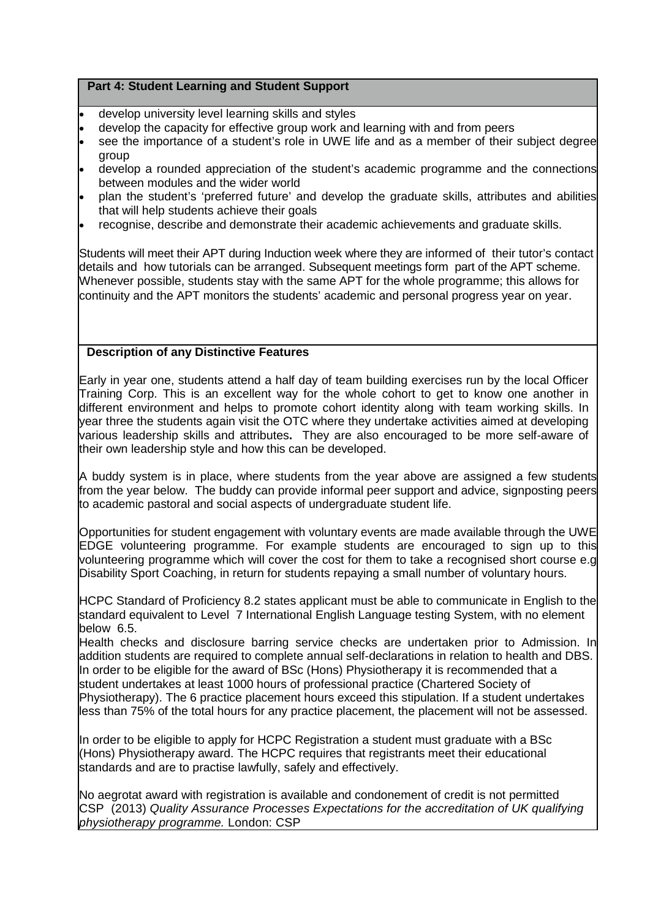## Part 4: Student Learning and Student Support

- develop university level learning skills and styles
- develop the capacity for effective group work and learning with and from peers
- see the importance of a student's role in UWE life and as a member of their subject degree group
- develop a rounded appreciation of the student's academic programme and the connections between modules and the wider world
- plan the student's 'preferred future' and develop the graduate skills, attributes and abilities that will help students achieve their goals
- recognise, describe and demonstrate their academic achievements and graduate skills.

Students will meet their APT during Induction week where they are informed of their tutor's contact details and how tutorials can be arranged. Subsequent meetings form part of the APT scheme. Whenever possible, students stay with the same APT for the whole programme; this allows for continuity and the APT monitors the students' academic and personal progress year on year.

## Description of any Distinctive Features

Early in year one, students attend a half day of team building exercises run by the local Officer Training Corp. This is an excellent way for the whole cohort to get to know one another in different environment and helps to promote cohort identity along with team working skills. In year three the students again visit the OTC where they undertake activities aimed at developing various leadership skills and attributes**.** They are also encouraged to be more self-aware of their own leadership style and how this can be developed.

A buddy system is in place, where students from the year above are assigned a few students from the year below. The buddy can provide informal peer support and advice, signposting peers to academic pastoral and social aspects of undergraduate student life.

Opportunities for student engagement with voluntary events are made available through the UWE EDGE volunteering programme. For example students are encouraged to sign up to this volunteering programme which will cover the cost for them to take a recognised short course e.g Disability Sport Coaching, in return for students repaying a small number of voluntary hours.

HCPC Standard of Proficiency 8.2 states applicant must be able to communicate in English to the standard equivalent to Level 7 International English Language testing System, with no element below 6.5.
Health checks and disclosure barring service checks are undertaken prior to Admission. In addition students are required to complete annual self-declarations in relation to health and DBS.
In order to be eligible for the award of BSc (Hons) Physiotherapy it is recommended that a student undertakes at least 1000 hours of professional practice (Chartered Society of Physiotherapy). The 6 practice placement hours exceed this stipulation. If a student undertakes less than 75% of the total hours for any practice placement, the placement will not be assessed.

In order to be eligible to apply for HCPC Registration a student must graduate with a BSc (Hons) Physiotherapy award. The HCPC requires that registrants meet their educational standards and are to practise lawfully, safely and effectively.

No aegrotat award with registration is available and condonement of credit is not permitted
CSP (2013) *Quality Assurance Processes Expectations for the accreditation of UK qualifying physiotherapy programme.* London: CSP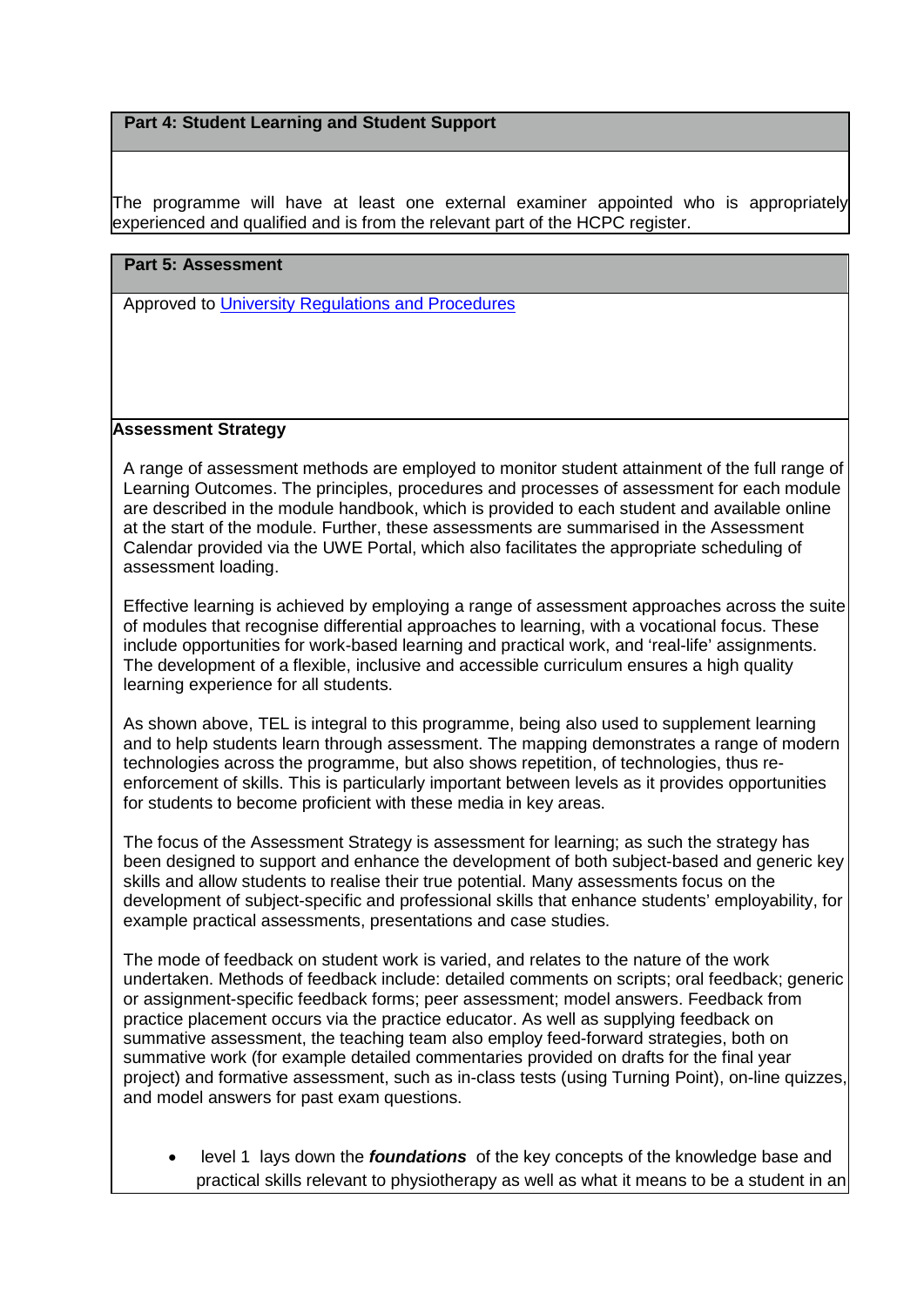## Part 4: Student Learning and Student Support

The programme will have at least one external examiner appointed who is appropriately experienced and qualified and is from the relevant part of the HCPC register.

## Part 5: Assessment

Approved to University Regulations and Procedures

**Assessment Strategy**

A range of assessment methods are employed to monitor student attainment of the full range of Learning Outcomes. The principles, procedures and processes of assessment for each module are described in the module handbook, which is provided to each student and available online at the start of the module. Further, these assessments are summarised in the Assessment Calendar provided via the UWE Portal, which also facilitates the appropriate scheduling of assessment loading.

Effective learning is achieved by employing a range of assessment approaches across the suite of modules that recognise differential approaches to learning, with a vocational focus. These include opportunities for work-based learning and practical work, and 'real-life' assignments. The development of a flexible, inclusive and accessible curriculum ensures a high quality learning experience for all students.

As shown above, TEL is integral to this programme, being also used to supplement learning and to help students learn through assessment. The mapping demonstrates a range of modern technologies across the programme, but also shows repetition, of technologies, thus re-enforcement of skills. This is particularly important between levels as it provides opportunities for students to become proficient with these media in key areas.

The focus of the Assessment Strategy is assessment for learning; as such the strategy has been designed to support and enhance the development of both subject-based and generic key skills and allow students to realise their true potential. Many assessments focus on the development of subject-specific and professional skills that enhance students' employability, for example practical assessments, presentations and case studies.

The mode of feedback on student work is varied, and relates to the nature of the work undertaken. Methods of feedback include: detailed comments on scripts; oral feedback; generic or assignment-specific feedback forms; peer assessment; model answers. Feedback from practice placement occurs via the practice educator. As well as supplying feedback on summative assessment, the teaching team also employ feed-forward strategies, both on summative work (for example detailed commentaries provided on drafts for the final year project) and formative assessment, such as in-class tests (using Turning Point), on-line quizzes, and model answers for past exam questions.

- level 1 lays down the ***foundations*** of the key concepts of the knowledge base and practical skills relevant to physiotherapy as well as what it means to be a student in an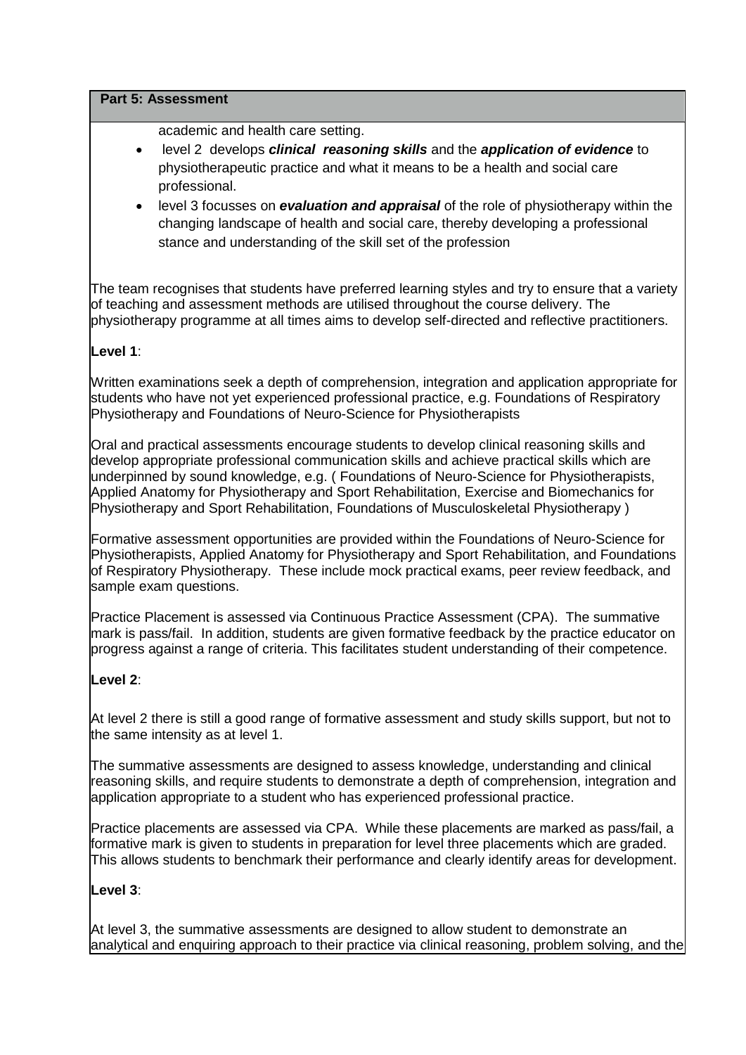**Part 5: Assessment**

academic and health care setting.

- level 2 develops ***clinical reasoning skills*** and the ***application of evidence*** to physiotherapeutic practice and what it means to be a health and social care professional.
- level 3 focusses on ***evaluation and appraisal*** of the role of physiotherapy within the changing landscape of health and social care, thereby developing a professional stance and understanding of the skill set of the profession

The team recognises that students have preferred learning styles and try to ensure that a variety of teaching and assessment methods are utilised throughout the course delivery. The physiotherapy programme at all times aims to develop self-directed and reflective practitioners.

**Level 1**:

Written examinations seek a depth of comprehension, integration and application appropriate for students who have not yet experienced professional practice, e.g. Foundations of Respiratory Physiotherapy and Foundations of Neuro-Science for Physiotherapists

Oral and practical assessments encourage students to develop clinical reasoning skills and develop appropriate professional communication skills and achieve practical skills which are underpinned by sound knowledge, e.g. ( Foundations of Neuro-Science for Physiotherapists, Applied Anatomy for Physiotherapy and Sport Rehabilitation, Exercise and Biomechanics for Physiotherapy and Sport Rehabilitation, Foundations of Musculoskeletal Physiotherapy )

Formative assessment opportunities are provided within the Foundations of Neuro-Science for Physiotherapists, Applied Anatomy for Physiotherapy and Sport Rehabilitation, and Foundations of Respiratory Physiotherapy. These include mock practical exams, peer review feedback, and sample exam questions.

Practice Placement is assessed via Continuous Practice Assessment (CPA). The summative mark is pass/fail. In addition, students are given formative feedback by the practice educator on progress against a range of criteria. This facilitates student understanding of their competence.

**Level 2**:

At level 2 there is still a good range of formative assessment and study skills support, but not to the same intensity as at level 1.

The summative assessments are designed to assess knowledge, understanding and clinical reasoning skills, and require students to demonstrate a depth of comprehension, integration and application appropriate to a student who has experienced professional practice.

Practice placements are assessed via CPA. While these placements are marked as pass/fail, a formative mark is given to students in preparation for level three placements which are graded. This allows students to benchmark their performance and clearly identify areas for development.

**Level 3**:

At level 3, the summative assessments are designed to allow student to demonstrate an analytical and enquiring approach to their practice via clinical reasoning, problem solving, and the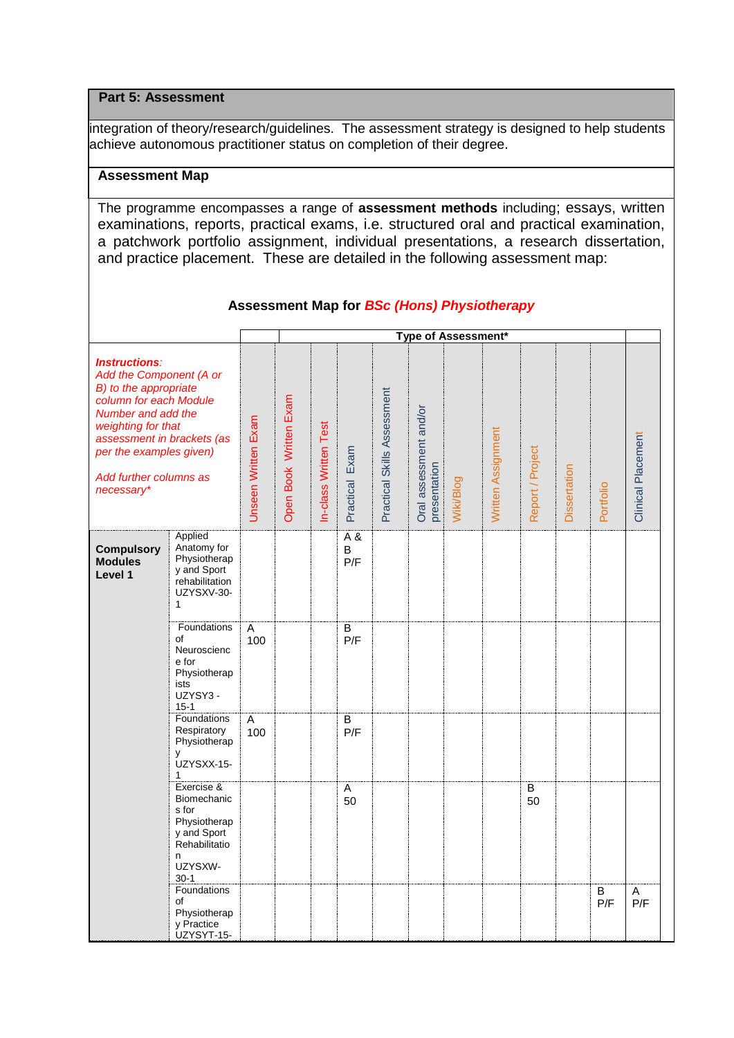## Part 5: Assessment

integration of theory/research/guidelines. The assessment strategy is designed to help students achieve autonomous practitioner status on completion of their degree.

### Assessment Map

The programme encompasses a range of **assessment methods** including; essays, written examinations, reports, practical exams, i.e. structured oral and practical examination, a patchwork portfolio assignment, individual presentations, a research dissertation, and practice placement. These are detailed in the following assessment map:

**Assessment Map for *BSc (Hons) Physiotherapy***

| | | | Type of Assessment* | | | | | | | | | | |
|---|---|---|---|---|---|---|---|---|---|---|---|---|---|
| ***Instructions**: Add the Component (A or B) to the appropriate column for each Module Number and add the weighting for that assessment in brackets (as per the examples given)* *Add further columns as necessary** | | Unseen Written Exam | Open Book Written Exam | In-class Written Test | Practical Exam | Practical Skills Assessment | Oral assessment and/or presentation | Wiki/Blog | Written Assignment | Report / Project | Dissertation | Portfolio | Clinical Placement |
| **Compulsory Modules Level 1** | Applied Anatomy for Physiotherapy and Sport rehabilitation UZYSXV-30-1 | | | | A & B P/F | | | | | | | | |
| | Foundations of Neuroscience for Physiotherapists UZYSY3-15-1 | A 100 | | | B P/F | | | | | | | | |
| | Foundations Respiratory Physiotherapy UZYSXX-15-1 | A 100 | | | B P/F | | | | | | | | |
| | Exercise & Biomechanics for Physiotherapy and Sport Rehabilitation UZYSXW-30-1 | | | | A 50 | | | | | B 50 | | | |
| | Foundations of Physiotherapy Practice UZYSYT-15- | | | | | | | | | | | B P/F | A P/F |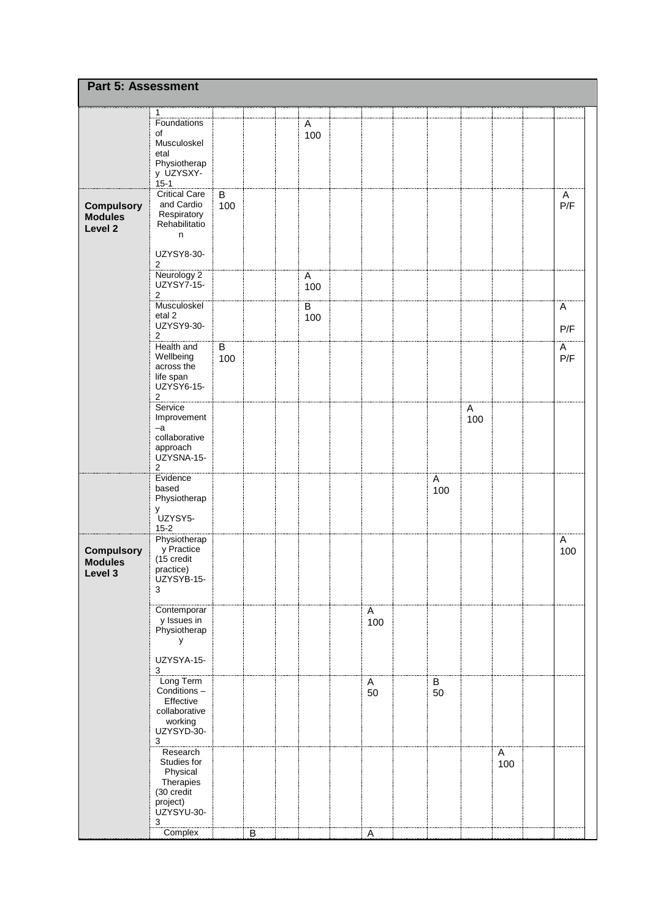## Part 5: Assessment

| | | | | | | | | | | | | | |
|---|---|---|---|---|---|---|---|---|---|---|---|---|---|
| | 1 | | | | | | | | | | | | |
| | Foundations of Musculoskeletal Physiotherapy UZYSXY-15-1 | | | | A 100 | | | | | | | | |
| **Compulsory Modules Level 2** | Critical Care and Cardio Respiratory Rehabilitation UZYSY8-30-2 | B 100 | | | | | | | | | | | A P/F |
| | Neurology 2 UZYSY7-15-2 | | | | A 100 | | | | | | | | |
| | Musculoskeletal 2 UZYSY9-30-2 | | | | B 100 | | | | | | | | A P/F |
| | Health and Wellbeing across the life span UZYSY6-15-2 | B 100 | | | | | | | | | | | A P/F |
| | Service Improvement –a collaborative approach UZYSNA-15-2 | | | | | | | | | A 100 | | | |
| | Evidence based Physiotherapy UZYSY5-15-2 | | | | | | | | A 100 | | | | |
| **Compulsory Modules Level 3** | Physiotherapy Practice (15 credit practice) UZYSYB-15-3 | | | | | | | | | | | | A 100 |
| | Contemporary Issues in Physiotherapy UZYSYA-15-3 | | | | | | A 100 | | | | | | |
| | Long Term Conditions – Effective collaborative working UZYSYD-30-3 | | | | | | A 50 | | B 50 | | | | |
| | Research Studies for Physical Therapies (30 credit project) UZYSYU-30-3 | | | | | | | | | | A 100 | | |
| | Complex | | B | | | | A | | | | | | |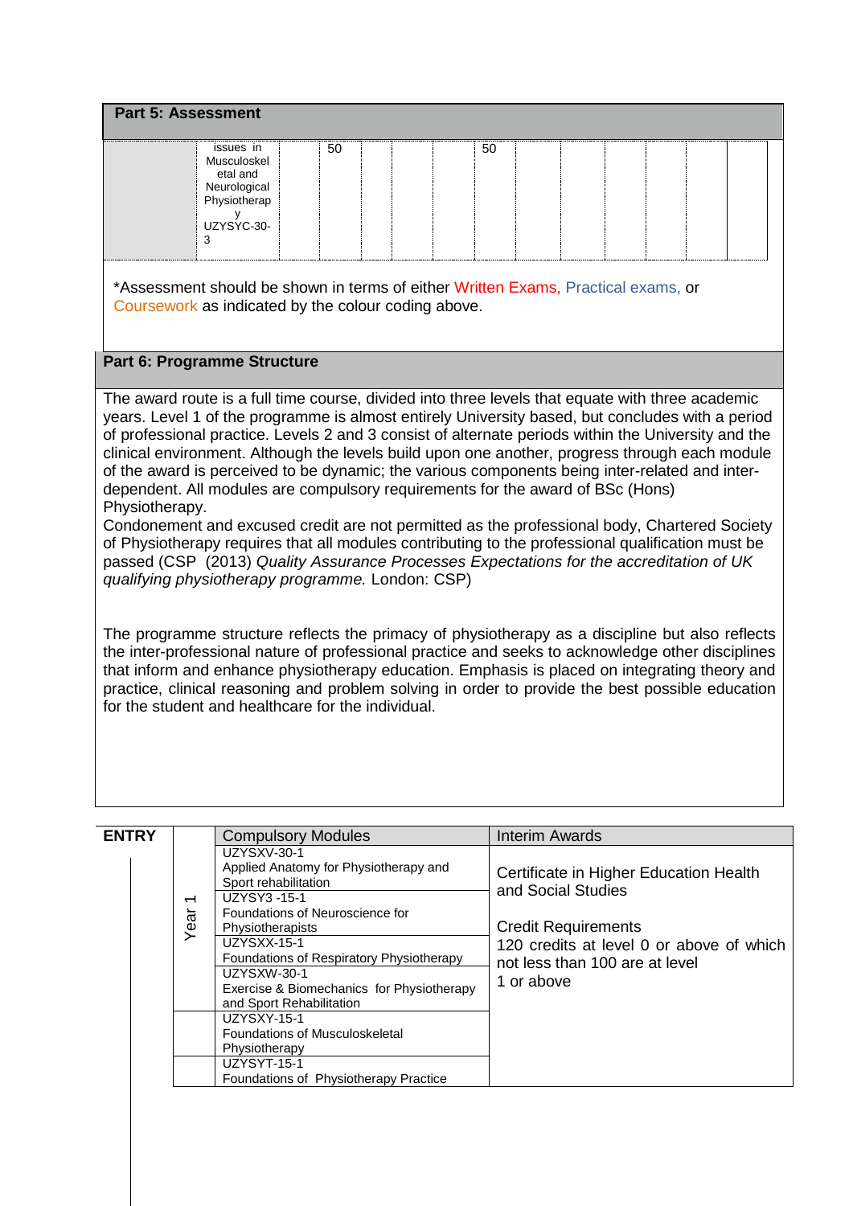## Part 5: Assessment

| | | | | | | | | | | | | | | |
|---|---|---|---|---|---|---|---|---|---|---|---|---|---|---|
| | issues in Musculoskeletal and Neurological Physiotherapy UZYSYC-30-3 | | 50 | | | | 50 | | | | | | | |

*Assessment should be shown in terms of either Written Exams, Practical exams, or Coursework as indicated by the colour coding above.

## Part 6: Programme Structure

The award route is a full time course, divided into three levels that equate with three academic years. Level 1 of the programme is almost entirely University based, but concludes with a period of professional practice. Levels 2 and 3 consist of alternate periods within the University and the clinical environment. Although the levels build upon one another, progress through each module of the award is perceived to be dynamic; the various components being inter-related and inter-dependent. All modules are compulsory requirements for the award of BSc (Hons) Physiotherapy.

Condonement and excused credit are not permitted as the professional body, Chartered Society of Physiotherapy requires that all modules contributing to the professional qualification must be passed (CSP (2013) *Quality Assurance Processes Expectations for the accreditation of UK qualifying physiotherapy programme.* London: CSP)

The programme structure reflects the primacy of physiotherapy as a discipline but also reflects the inter-professional nature of professional practice and seeks to acknowledge other disciplines that inform and enhance physiotherapy education. Emphasis is placed on integrating theory and practice, clinical reasoning and problem solving in order to provide the best possible education for the student and healthcare for the individual.

| ENTRY | | Compulsory Modules | Interim Awards |
|---|---|---|---|
| | Year 1 | UZYSXV-30-1 Applied Anatomy for Physiotherapy and Sport rehabilitation | Certificate in Higher Education Health and Social Studies<br><br>Credit Requirements<br>120 credits at level 0 or above of which not less than 100 are at level 1 or above |
| | | UZYSY3 -15-1 Foundations of Neuroscience for Physiotherapists | |
| | | UZYSXX-15-1 Foundations of Respiratory Physiotherapy | |
| | | UZYSXW-30-1 Exercise & Biomechanics for Physiotherapy and Sport Rehabilitation | |
| | | UZYSXY-15-1 Foundations of Musculoskeletal Physiotherapy | |
| | | UZYSYT-15-1 Foundations of Physiotherapy Practice | |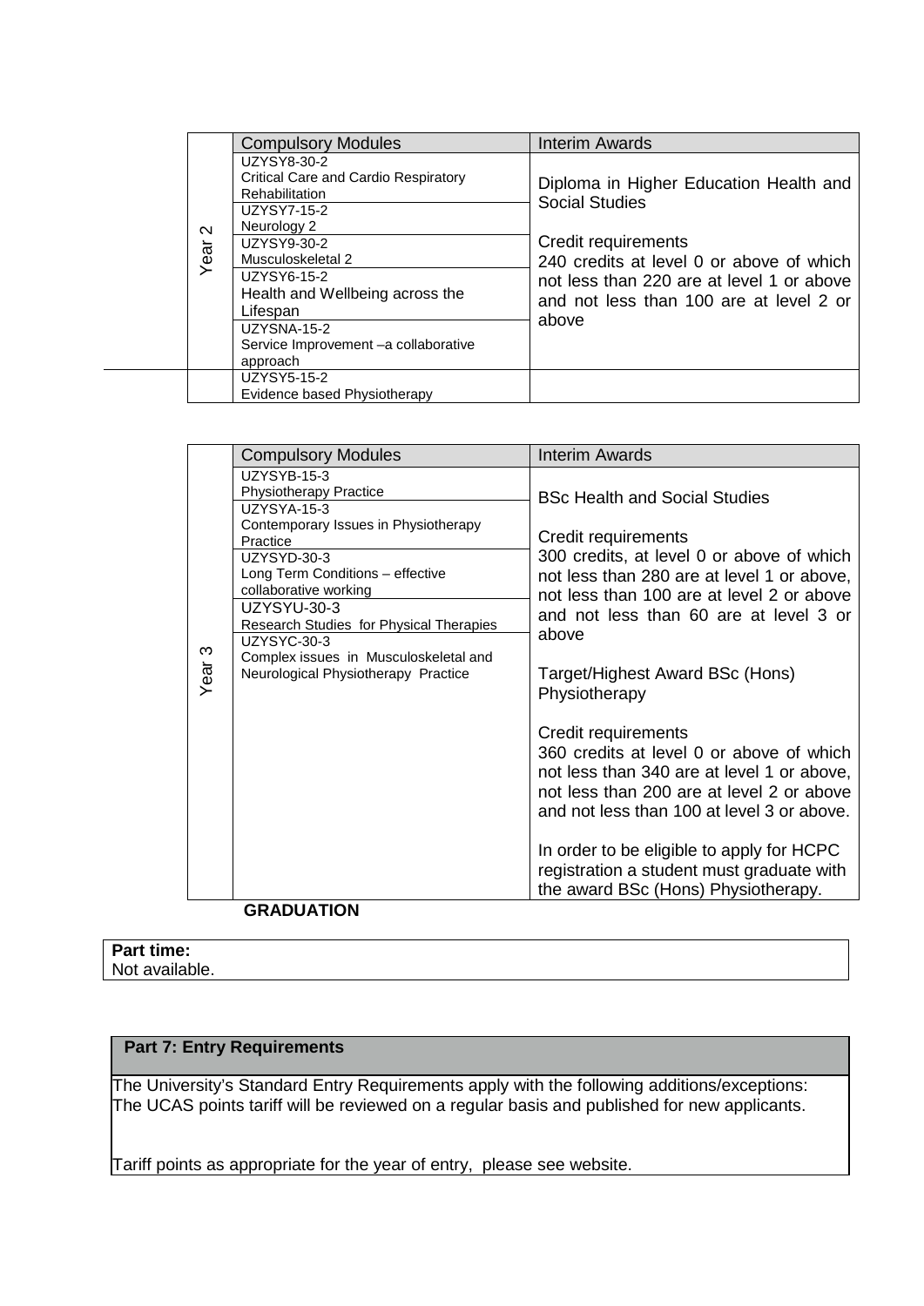| | Compulsory Modules | Interim Awards |
|---|---|---|
| Year 2 | UZYSY8-30-2<br>Critical Care and Cardio Respiratory Rehabilitation | Diploma in Higher Education Health and Social Studies<br><br>Credit requirements<br>240 credits at level 0 or above of which not less than 220 are at level 1 or above and not less than 100 are at level 2 or above |
| | UZYSY7-15-2<br>Neurology 2 | |
| | UZYSY9-30-2<br>Musculoskeletal 2 | |
| | UZYSY6-15-2<br>Health and Wellbeing across the Lifespan | |
| | UZYSNA-15-2<br>Service Improvement –a collaborative approach | |
| | UZYSY5-15-2<br>Evidence based Physiotherapy | |

| | Compulsory Modules | Interim Awards |
|---|---|---|
| Year 3 | UZYSYB-15-3<br>Physiotherapy Practice | BSc Health and Social Studies<br><br>Credit requirements<br>300 credits, at level 0 or above of which not less than 280 are at level 1 or above, not less than 100 are at level 2 or above and not less than 60 are at level 3 or above<br><br>Target/Highest Award BSc (Hons) Physiotherapy<br><br>Credit requirements<br>360 credits at level 0 or above of which not less than 340 are at level 1 or above, not less than 200 are at level 2 or above and not less than 100 at level 3 or above.<br><br>In order to be eligible to apply for HCPC registration a student must graduate with the award BSc (Hons) Physiotherapy. |
| | UZYSYA-15-3<br>Contemporary Issues in Physiotherapy Practice | |
| | UZYSYD-30-3<br>Long Term Conditions – effective collaborative working | |
| | UZYSYU-30-3<br>Research Studies for Physical Therapies | |
| | UZYSYC-30-3<br>Complex issues in Musculoskeletal and Neurological Physiotherapy Practice | |

**GRADUATION**

**Part time:**
Not available.

## Part 7: Entry Requirements

The University's Standard Entry Requirements apply with the following additions/exceptions:
The UCAS points tariff will be reviewed on a regular basis and published for new applicants.

Tariff points as appropriate for the year of entry, please see website.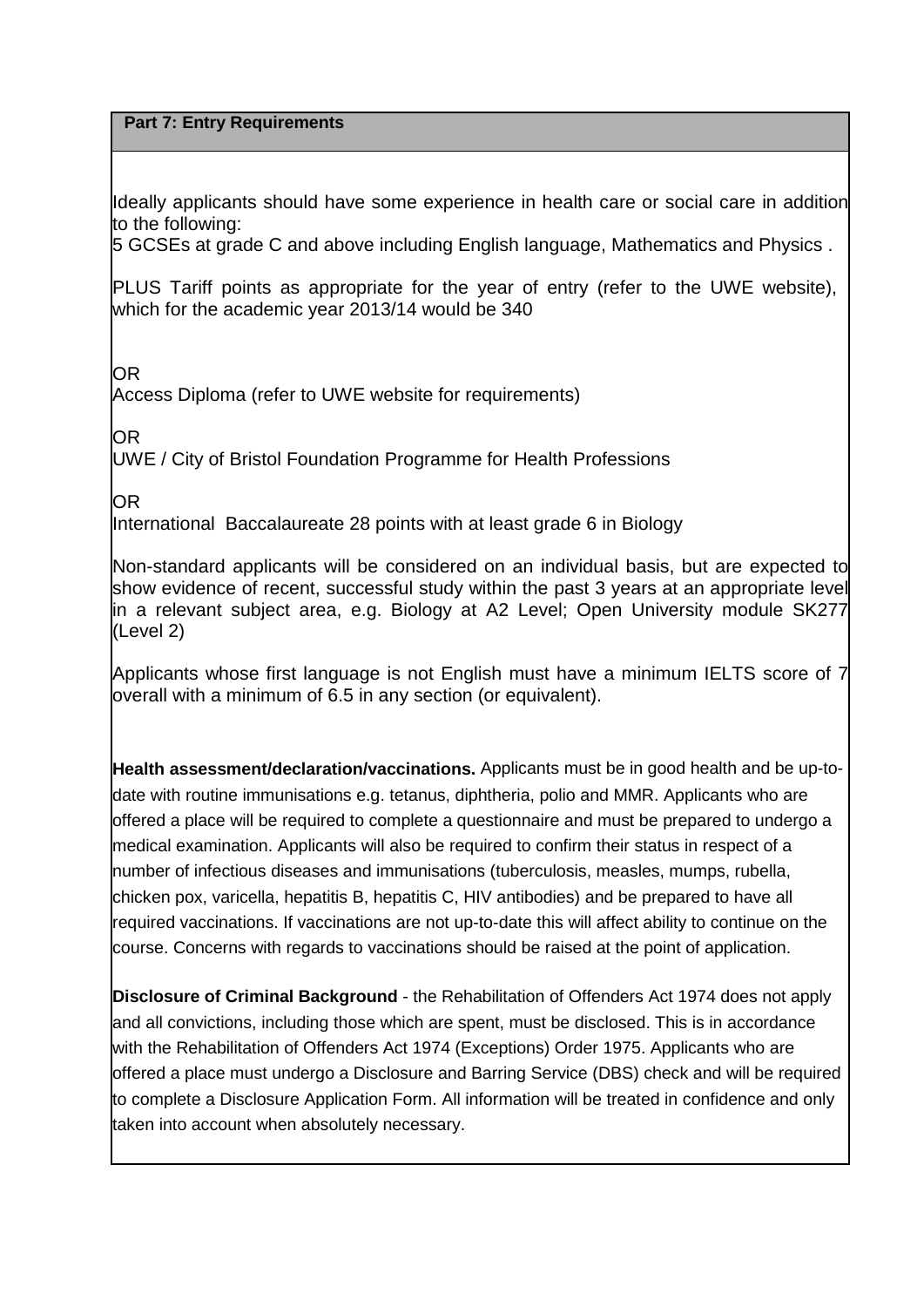## Part 7: Entry Requirements

Ideally applicants should have some experience in health care or social care in addition to the following:

5 GCSEs at grade C and above including English language, Mathematics and Physics .

PLUS Tariff points as appropriate for the year of entry (refer to the UWE website), which for the academic year 2013/14 would be 340

OR

Access Diploma (refer to UWE website for requirements)

OR

UWE / City of Bristol Foundation Programme for Health Professions

OR

International Baccalaureate 28 points with at least grade 6 in Biology

Non-standard applicants will be considered on an individual basis, but are expected to show evidence of recent, successful study within the past 3 years at an appropriate level in a relevant subject area, e.g. Biology at A2 Level; Open University module SK277 (Level 2)

Applicants whose first language is not English must have a minimum IELTS score of 7 overall with a minimum of 6.5 in any section (or equivalent).

**Health assessment/declaration/vaccinations.** Applicants must be in good health and be up-to-date with routine immunisations e.g. tetanus, diphtheria, polio and MMR. Applicants who are offered a place will be required to complete a questionnaire and must be prepared to undergo a medical examination. Applicants will also be required to confirm their status in respect of a number of infectious diseases and immunisations (tuberculosis, measles, mumps, rubella, chicken pox, varicella, hepatitis B, hepatitis C, HIV antibodies) and be prepared to have all required vaccinations. If vaccinations are not up-to-date this will affect ability to continue on the course. Concerns with regards to vaccinations should be raised at the point of application.

**Disclosure of Criminal Background** - the Rehabilitation of Offenders Act 1974 does not apply and all convictions, including those which are spent, must be disclosed. This is in accordance with the Rehabilitation of Offenders Act 1974 (Exceptions) Order 1975. Applicants who are offered a place must undergo a Disclosure and Barring Service (DBS) check and will be required to complete a Disclosure Application Form. All information will be treated in confidence and only taken into account when absolutely necessary.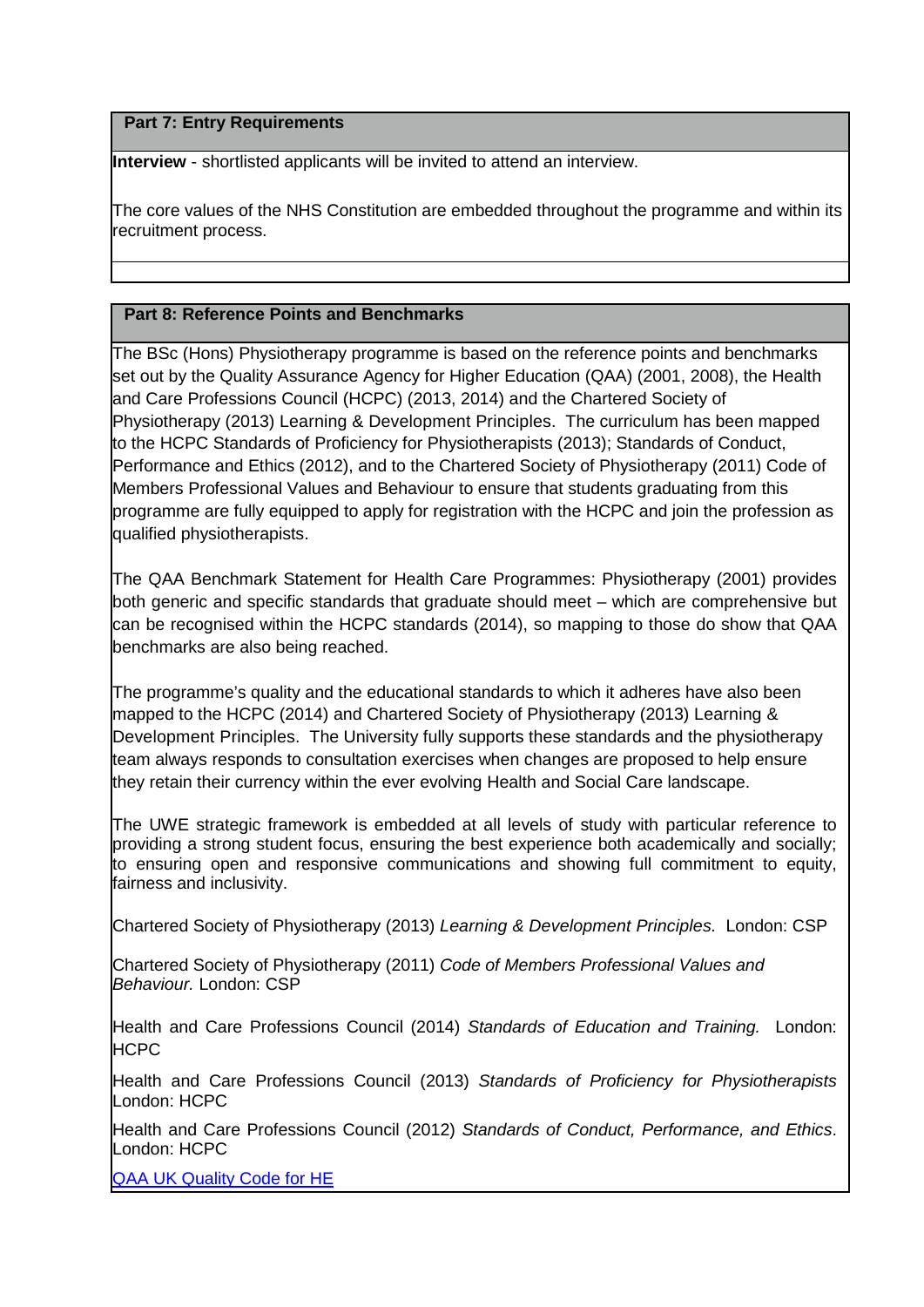## Part 7: Entry Requirements

**Interview** - shortlisted applicants will be invited to attend an interview.

The core values of the NHS Constitution are embedded throughout the programme and within its recruitment process.

## Part 8: Reference Points and Benchmarks

The BSc (Hons) Physiotherapy programme is based on the reference points and benchmarks set out by the Quality Assurance Agency for Higher Education (QAA) (2001, 2008), the Health and Care Professions Council (HCPC) (2013, 2014) and the Chartered Society of Physiotherapy (2013) Learning & Development Principles. The curriculum has been mapped to the HCPC Standards of Proficiency for Physiotherapists (2013); Standards of Conduct, Performance and Ethics (2012), and to the Chartered Society of Physiotherapy (2011) Code of Members Professional Values and Behaviour to ensure that students graduating from this programme are fully equipped to apply for registration with the HCPC and join the profession as qualified physiotherapists.

The QAA Benchmark Statement for Health Care Programmes: Physiotherapy (2001) provides both generic and specific standards that graduate should meet – which are comprehensive but can be recognised within the HCPC standards (2014), so mapping to those do show that QAA benchmarks are also being reached.

The programme's quality and the educational standards to which it adheres have also been mapped to the HCPC (2014) and Chartered Society of Physiotherapy (2013) Learning & Development Principles. The University fully supports these standards and the physiotherapy team always responds to consultation exercises when changes are proposed to help ensure they retain their currency within the ever evolving Health and Social Care landscape.

The UWE strategic framework is embedded at all levels of study with particular reference to providing a strong student focus, ensuring the best experience both academically and socially; to ensuring open and responsive communications and showing full commitment to equity, fairness and inclusivity.

Chartered Society of Physiotherapy (2013) *Learning & Development Principles.* London: CSP

Chartered Society of Physiotherapy (2011) *Code of Members Professional Values and Behaviour.* London: CSP

Health and Care Professions Council (2014) *Standards of Education and Training.* London: HCPC

Health and Care Professions Council (2013) *Standards of Proficiency for Physiotherapists* London: HCPC

Health and Care Professions Council (2012) *Standards of Conduct, Performance, and Ethics*. London: HCPC

QAA UK Quality Code for HE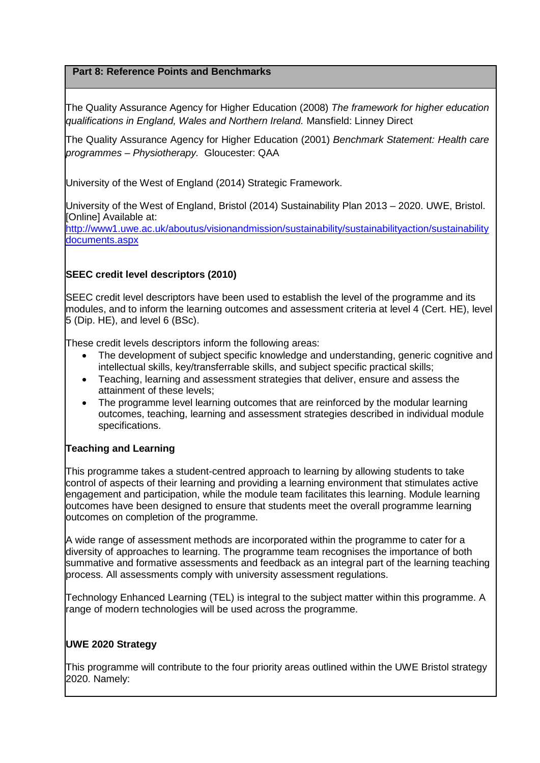## Part 8: Reference Points and Benchmarks

The Quality Assurance Agency for Higher Education (2008) *The framework for higher education qualifications in England, Wales and Northern Ireland.* Mansfield: Linney Direct

The Quality Assurance Agency for Higher Education (2001) *Benchmark Statement: Health care programmes – Physiotherapy.* Gloucester: QAA

University of the West of England (2014) Strategic Framework.

University of the West of England, Bristol (2014) Sustainability Plan 2013 – 2020. UWE, Bristol. [Online] Available at: [http://www1.uwe.ac.uk/aboutus/visionandmission/sustainability/sustainabilityaction/sustainabilitydocuments.aspx](http://www1.uwe.ac.uk/aboutus/visionandmission/sustainability/sustainabilityaction/sustainabilitydocuments.aspx)

**SEEC credit level descriptors (2010)**

SEEC credit level descriptors have been used to establish the level of the programme and its modules, and to inform the learning outcomes and assessment criteria at level 4 (Cert. HE), level 5 (Dip. HE), and level 6 (BSc).

These credit levels descriptors inform the following areas:

- The development of subject specific knowledge and understanding, generic cognitive and intellectual skills, key/transferrable skills, and subject specific practical skills;
- Teaching, learning and assessment strategies that deliver, ensure and assess the attainment of these levels;
- The programme level learning outcomes that are reinforced by the modular learning outcomes, teaching, learning and assessment strategies described in individual module specifications.

**Teaching and Learning**

This programme takes a student-centred approach to learning by allowing students to take control of aspects of their learning and providing a learning environment that stimulates active engagement and participation, while the module team facilitates this learning. Module learning outcomes have been designed to ensure that students meet the overall programme learning outcomes on completion of the programme.

A wide range of assessment methods are incorporated within the programme to cater for a diversity of approaches to learning. The programme team recognises the importance of both summative and formative assessments and feedback as an integral part of the learning teaching process. All assessments comply with university assessment regulations.

Technology Enhanced Learning (TEL) is integral to the subject matter within this programme. A range of modern technologies will be used across the programme.

**UWE 2020 Strategy**

This programme will contribute to the four priority areas outlined within the UWE Bristol strategy 2020. Namely: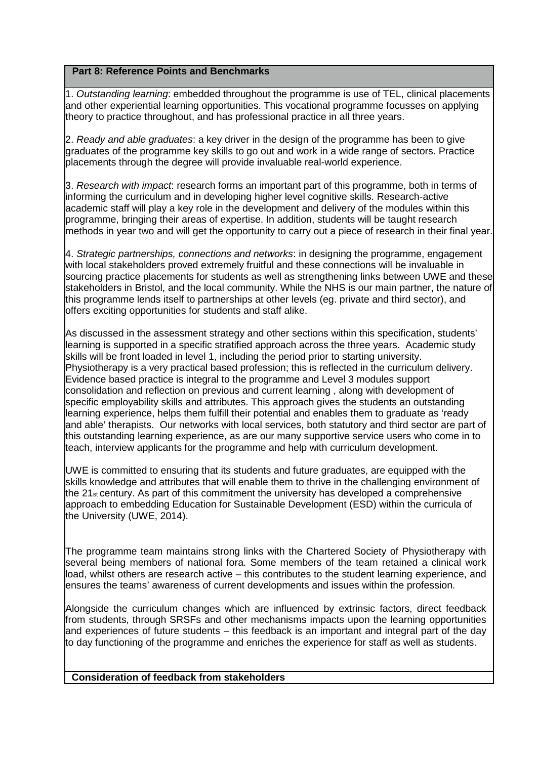## Part 8: Reference Points and Benchmarks

1. *Outstanding learning*: embedded throughout the programme is use of TEL, clinical placements and other experiential learning opportunities. This vocational programme focusses on applying theory to practice throughout, and has professional practice in all three years.

2. *Ready and able graduates*: a key driver in the design of the programme has been to give graduates of the programme key skills to go out and work in a wide range of sectors. Practice placements through the degree will provide invaluable real-world experience.

3. *Research with impact*: research forms an important part of this programme, both in terms of informing the curriculum and in developing higher level cognitive skills. Research-active academic staff will play a key role in the development and delivery of the modules within this programme, bringing their areas of expertise. In addition, students will be taught research methods in year two and will get the opportunity to carry out a piece of research in their final year.

4. *Strategic partnerships, connections and networks*: in designing the programme, engagement with local stakeholders proved extremely fruitful and these connections will be invaluable in sourcing practice placements for students as well as strengthening links between UWE and these stakeholders in Bristol, and the local community. While the NHS is our main partner, the nature of this programme lends itself to partnerships at other levels (eg. private and third sector), and offers exciting opportunities for students and staff alike.

As discussed in the assessment strategy and other sections within this specification, students' learning is supported in a specific stratified approach across the three years. Academic study skills will be front loaded in level 1, including the period prior to starting university. Physiotherapy is a very practical based profession; this is reflected in the curriculum delivery. Evidence based practice is integral to the programme and Level 3 modules support consolidation and reflection on previous and current learning , along with development of specific employability skills and attributes. This approach gives the students an outstanding learning experience, helps them fulfill their potential and enables them to graduate as 'ready and able' therapists. Our networks with local services, both statutory and third sector are part of this outstanding learning experience, as are our many supportive service users who come in to teach, interview applicants for the programme and help with curriculum development.

UWE is committed to ensuring that its students and future graduates, are equipped with the skills knowledge and attributes that will enable them to thrive in the challenging environment of the 21st century. As part of this commitment the university has developed a comprehensive approach to embedding Education for Sustainable Development (ESD) within the curricula of the University (UWE, 2014).

The programme team maintains strong links with the Chartered Society of Physiotherapy with several being members of national fora. Some members of the team retained a clinical work load, whilst others are research active – this contributes to the student learning experience, and ensures the teams' awareness of current developments and issues within the profession.

Alongside the curriculum changes which are influenced by extrinsic factors, direct feedback from students, through SRSFs and other mechanisms impacts upon the learning opportunities and experiences of future students – this feedback is an important and integral part of the day to day functioning of the programme and enriches the experience for staff as well as students.

**Consideration of feedback from stakeholders**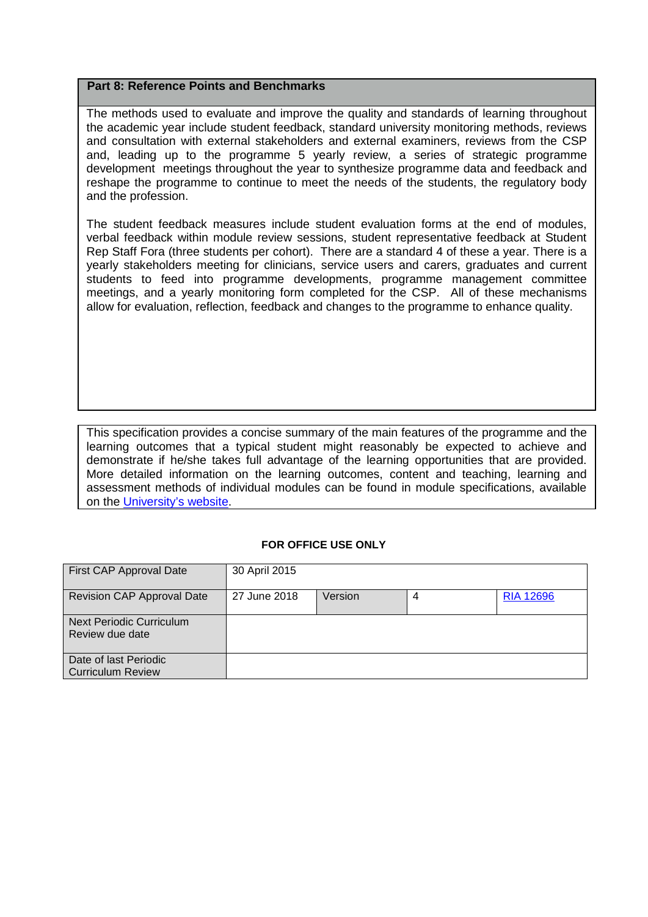## Part 8: Reference Points and Benchmarks

The methods used to evaluate and improve the quality and standards of learning throughout the academic year include student feedback, standard university monitoring methods, reviews and consultation with external stakeholders and external examiners, reviews from the CSP and, leading up to the programme 5 yearly review, a series of strategic programme development meetings throughout the year to synthesize programme data and feedback and reshape the programme to continue to meet the needs of the students, the regulatory body and the profession.

The student feedback measures include student evaluation forms at the end of modules, verbal feedback within module review sessions, student representative feedback at Student Rep Staff Fora (three students per cohort). There are a standard 4 of these a year. There is a yearly stakeholders meeting for clinicians, service users and carers, graduates and current students to feed into programme developments, programme management committee meetings, and a yearly monitoring form completed for the CSP. All of these mechanisms allow for evaluation, reflection, feedback and changes to the programme to enhance quality.

This specification provides a concise summary of the main features of the programme and the learning outcomes that a typical student might reasonably be expected to achieve and demonstrate if he/she takes full advantage of the learning opportunities that are provided. More detailed information on the learning outcomes, content and teaching, learning and assessment methods of individual modules can be found in module specifications, available on the University's website.

**FOR OFFICE USE ONLY**

| | | | | |
|---|---|---|---|---|
| First CAP Approval Date | 30 April 2015 | | | |
| Revision CAP Approval Date | 27 June 2018 | Version | 4 | RIA 12696 |
| Next Periodic Curriculum Review due date | | | | |
| Date of last Periodic Curriculum Review | | | | |